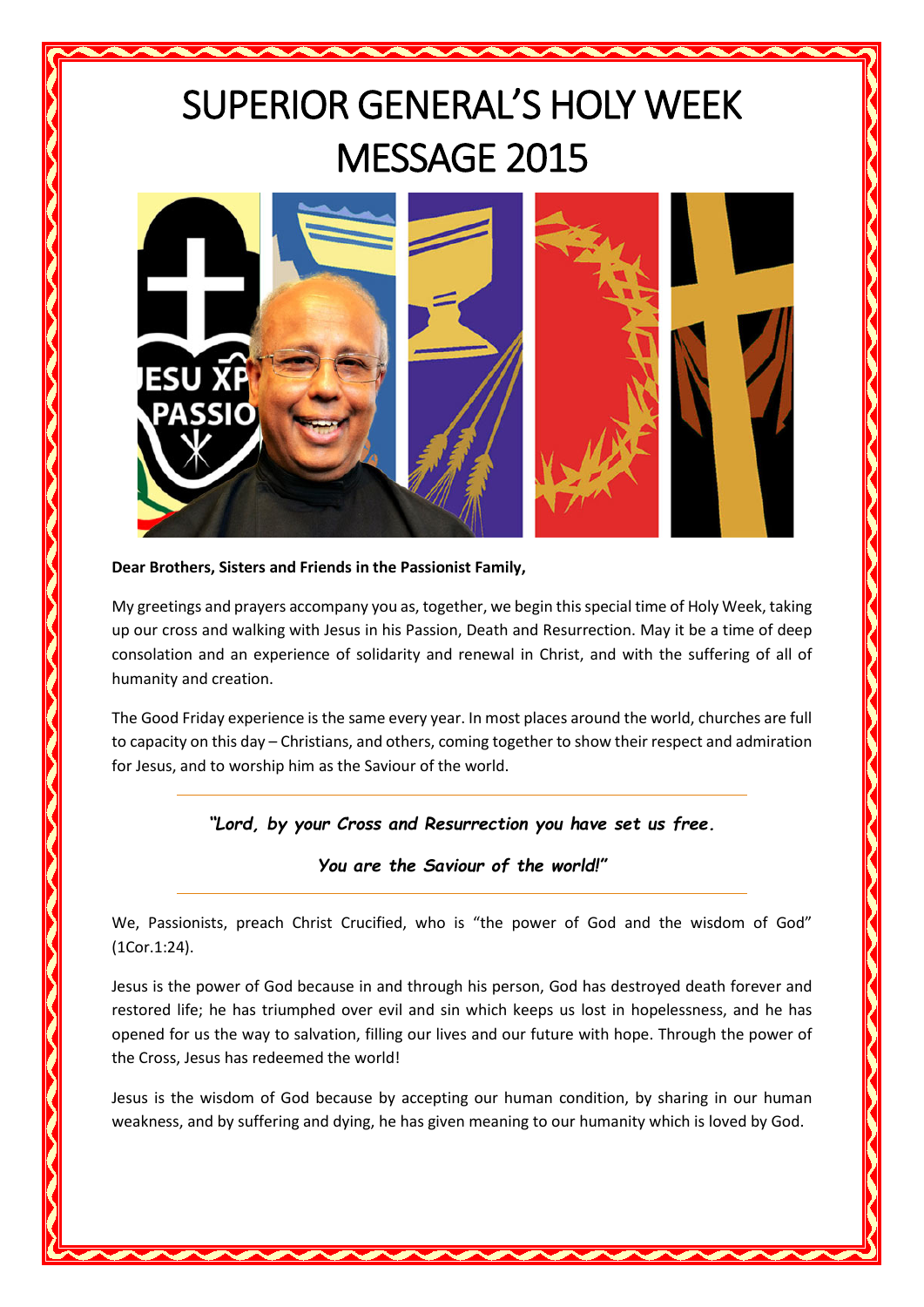# SUPERIOR GENERAL'S HOLY WEEK MESSAGE 2015

**Dear Brothers, Sisters and Friends in the Passionist Family,**

My greetings and prayers accompany you as, together, we begin this special time of Holy Week, taking up our cross and walking with Jesus in his Passion, Death and Resurrection. May it be a time of deep consolation and an experience of solidarity and renewal in Christ, and with the suffering of all of humanity and creation.

The Good Friday experience is the same every year. In most places around the world, churches are full to capacity on this day – Christians, and others, coming together to show their respect and admiration for Jesus, and to worship him as the Saviour of the world.

---

*"Lord, by your Cross and Resurrection you have set us free.*

*You are the Saviour of the world!"*

---

We, Passionists, preach Christ Crucified, who is "the power of God and the wisdom of God" (1Cor.1:24).

Jesus is the power of God because in and through his person, God has destroyed death forever and restored life; he has triumphed over evil and sin which keeps us lost in hopelessness, and he has opened for us the way to salvation, filling our lives and our future with hope. Through the power of the Cross, Jesus has redeemed the world!

Jesus is the wisdom of God because by accepting our human condition, by sharing in our human weakness, and by suffering and dying, he has given meaning to our humanity which is loved by God.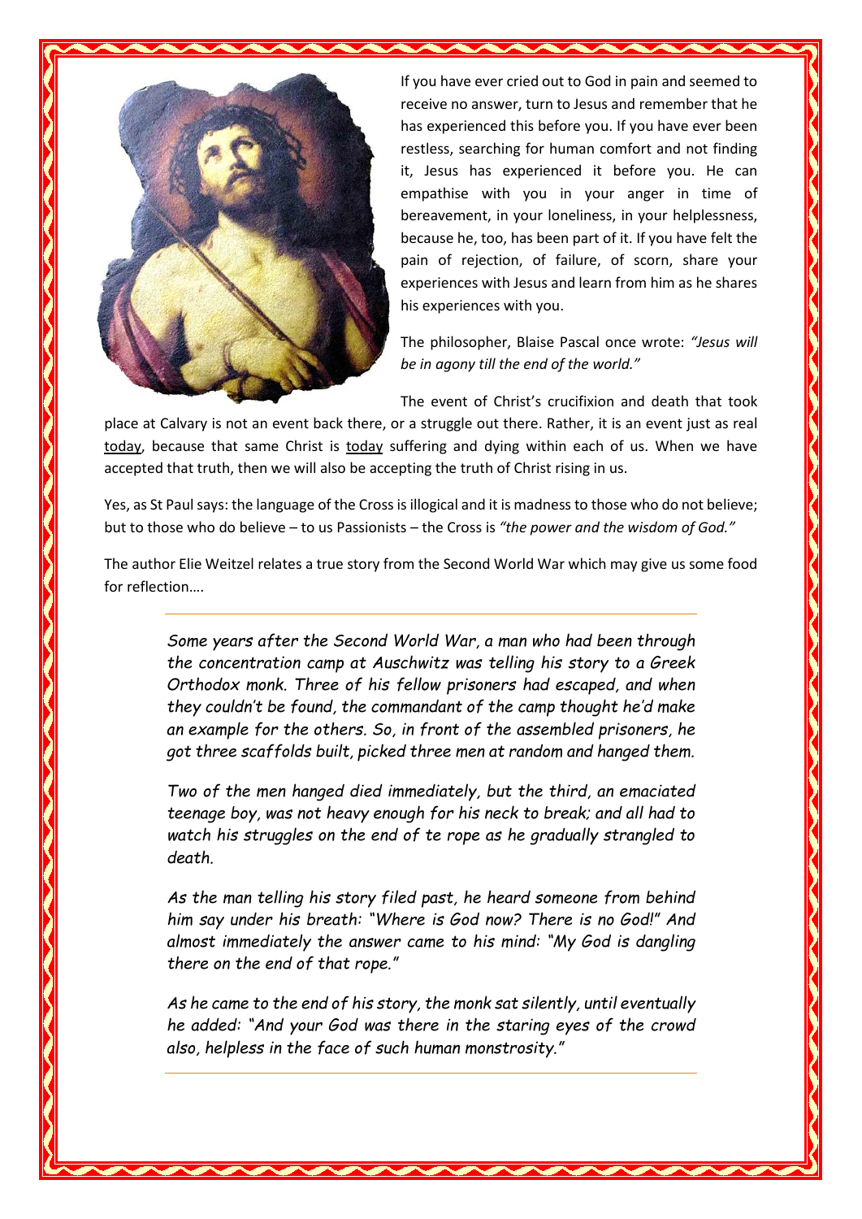If you have ever cried out to God in pain and seemed to receive no answer, turn to Jesus and remember that he has experienced this before you. If you have ever been restless, searching for human comfort and not finding it, Jesus has experienced it before you. He can empathise with you in your anger in time of bereavement, in your loneliness, in your helplessness, because he, too, has been part of it. If you have felt the pain of rejection, of failure, of scorn, share your experiences with Jesus and learn from him as he shares his experiences with you.

The philosopher, Blaise Pascal once wrote: *"Jesus will be in agony till the end of the world."*

The event of Christ's crucifixion and death that took place at Calvary is not an event back there, or a struggle out there. Rather, it is an event just as real today, because that same Christ is today suffering and dying within each of us. When we have accepted that truth, then we will also be accepting the truth of Christ rising in us.

Yes, as St Paul says: the language of the Cross is illogical and it is madness to those who do not believe; but to those who do believe – to us Passionists – the Cross is *"the power and the wisdom of God."*

The author Elie Weitzel relates a true story from the Second World War which may give us some food for reflection….

---

*Some years after the Second World War, a man who had been through the concentration camp at Auschwitz was telling his story to a Greek Orthodox monk. Three of his fellow prisoners had escaped, and when they couldn't be found, the commandant of the camp thought he'd make an example for the others. So, in front of the assembled prisoners, he got three scaffolds built, picked three men at random and hanged them.*

*Two of the men hanged died immediately, but the third, an emaciated teenage boy, was not heavy enough for his neck to break; and all had to watch his struggles on the end of te rope as he gradually strangled to death.*

*As the man telling his story filed past, he heard someone from behind him say under his breath: "Where is God now? There is no God!" And almost immediately the answer came to his mind: "My God is dangling there on the end of that rope."*

*As he came to the end of his story, the monk sat silently, until eventually he added: "And your God was there in the staring eyes of the crowd also, helpless in the face of such human monstrosity."*

---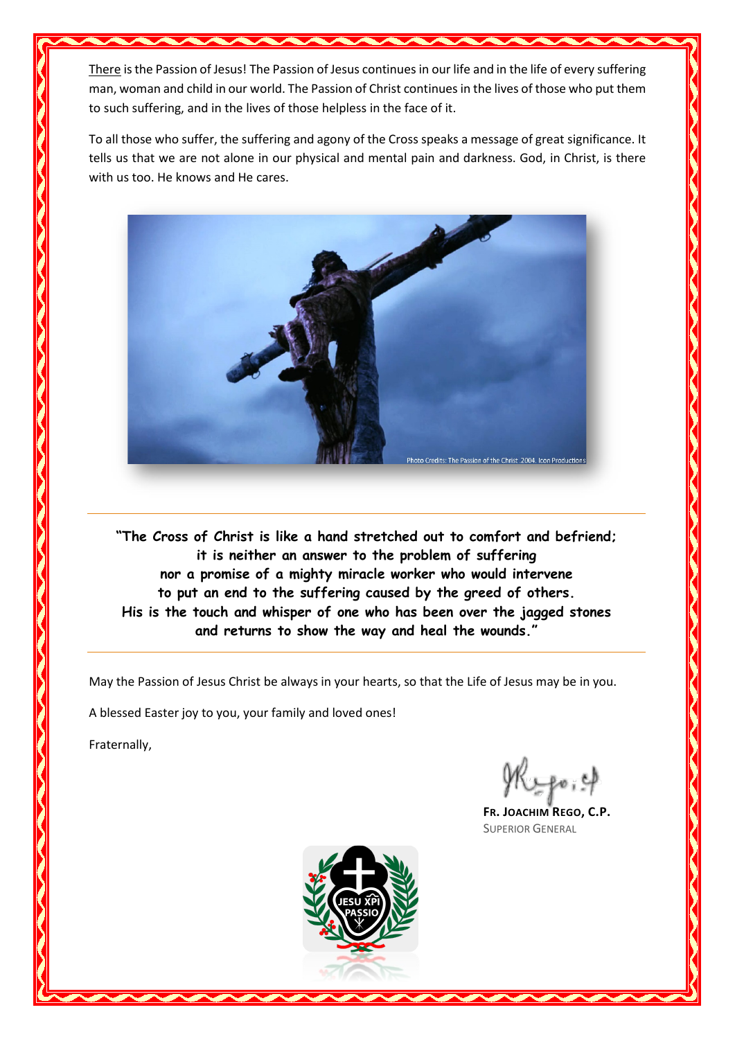There is the Passion of Jesus! The Passion of Jesus continues in our life and in the life of every suffering man, woman and child in our world. The Passion of Christ continues in the lives of those who put them to such suffering, and in the lives of those helpless in the face of it.

To all those who suffer, the suffering and agony of the Cross speaks a message of great significance. It tells us that we are not alone in our physical and mental pain and darkness. God, in Christ, is there with us too. He knows and He cares.

Photo Credits: The Passion of the Christ. 2004. Icon Productions

---

**"The Cross of Christ is like a hand stretched out to comfort and befriend;
it is neither an answer to the problem of suffering
nor a promise of a mighty miracle worker who would intervene
to put an end to the suffering caused by the greed of others.
His is the touch and whisper of one who has been over the jagged stones
and returns to show the way and heal the wounds."**

---

May the Passion of Jesus Christ be always in your hearts, so that the Life of Jesus may be in you.

A blessed Easter joy to you, your family and loved ones!

Fraternally,

**FR. JOACHIM REGO, C.P.**
SUPERIOR GENERAL